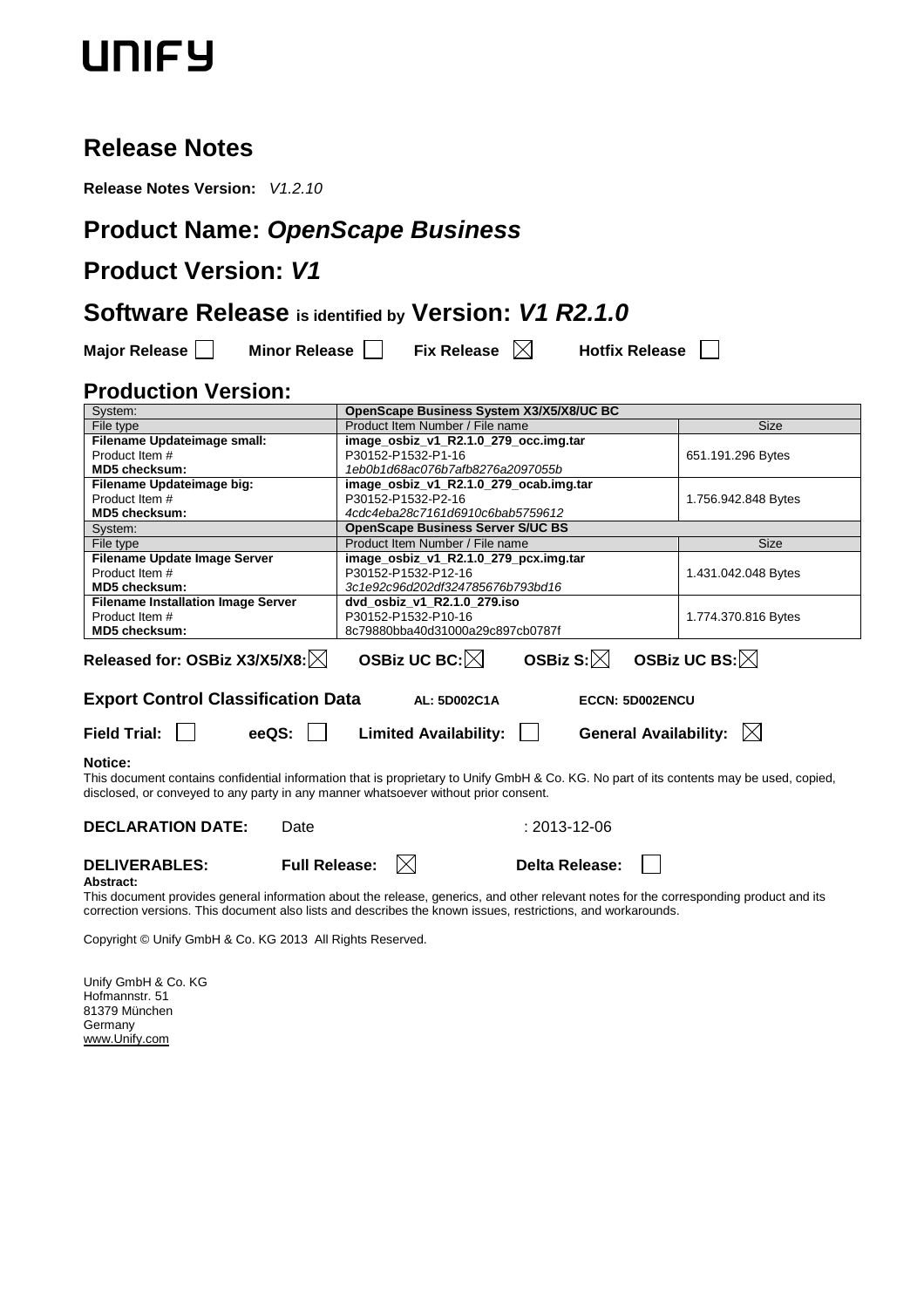UNIFY

# Release Notes

**Release Notes Version:** *V1.2.10*

## Product Name: *OpenScape Business*

## Product Version: *V1*

## Software Release is identified by Version: *V1 R2.1.0*

**Major Release** ☐ **Minor Release** ☐ **Fix Release** ☒ **Hotfix Release** ☐

## Production Version:

| System: | **OpenScape Business System X3/X5/X8/UC BC** | |
|---|---|---|
| File type | Product Item Number / File name | Size |
| **Filename Updateimage small:**<br>Product Item #<br>**MD5 checksum:** | **image_osbiz_v1_R2.1.0_279_occ.img.tar**<br>P30152-P1532-P1-16<br>*1eb0b1d68ac076b7afb8276a2097055b* | 651.191.296 Bytes |
| **Filename Updateimage big:**<br>Product Item #<br>**MD5 checksum:** | **image_osbiz_v1_R2.1.0_279_ocab.img.tar**<br>P30152-P1532-P2-16<br>*4cdc4eba28c7161d6910c6bab5759612* | 1.756.942.848 Bytes |
| System: | **OpenScape Business Server S/UC BS** | |
| File type | Product Item Number / File name | Size |
| **Filename Update Image Server**<br>Product Item #<br>**MD5 checksum:** | **image_osbiz_v1_R2.1.0_279_pcx.img.tar**<br>P30152-P1532-P12-16<br>*3c1e92c96d202df324785676b793bd16* | 1.431.042.048 Bytes |
| **Filename Installation Image Server**<br>Product Item #<br>**MD5 checksum:** | **dvd_osbiz_v1_R2.1.0_279.iso**<br>P30152-P1532-P10-16<br>8c79880bba40d31000a29c897cb0787f | 1.774.370.816 Bytes |

**Released for: OSBiz X3/X5/X8:** ☒ **OSBiz UC BC:** ☒ **OSBiz S:** ☒ **OSBiz UC BS:** ☒

**Export Control Classification Data** **AL: 5D002C1A** **ECCN: 5D002ENCU**

**Field Trial:** ☐ **eeQS:** ☐ **Limited Availability:** ☐ **General Availability:** ☒

**Notice:**
This document contains confidential information that is proprietary to Unify GmbH & Co. KG. No part of its contents may be used, copied, disclosed, or conveyed to any party in any manner whatsoever without prior consent.

**DECLARATION DATE:** Date : 2013-12-06

**DELIVERABLES:** **Full Release:** ☒ **Delta Release:** ☐

**Abstract:**
This document provides general information about the release, generics, and other relevant notes for the corresponding product and its correction versions. This document also lists and describes the known issues, restrictions, and workarounds.

Copyright © Unify GmbH & Co. KG 2013 All Rights Reserved.

Unify GmbH & Co. KG
Hofmannstr. 51
81379 München
Germany
www.Unify.com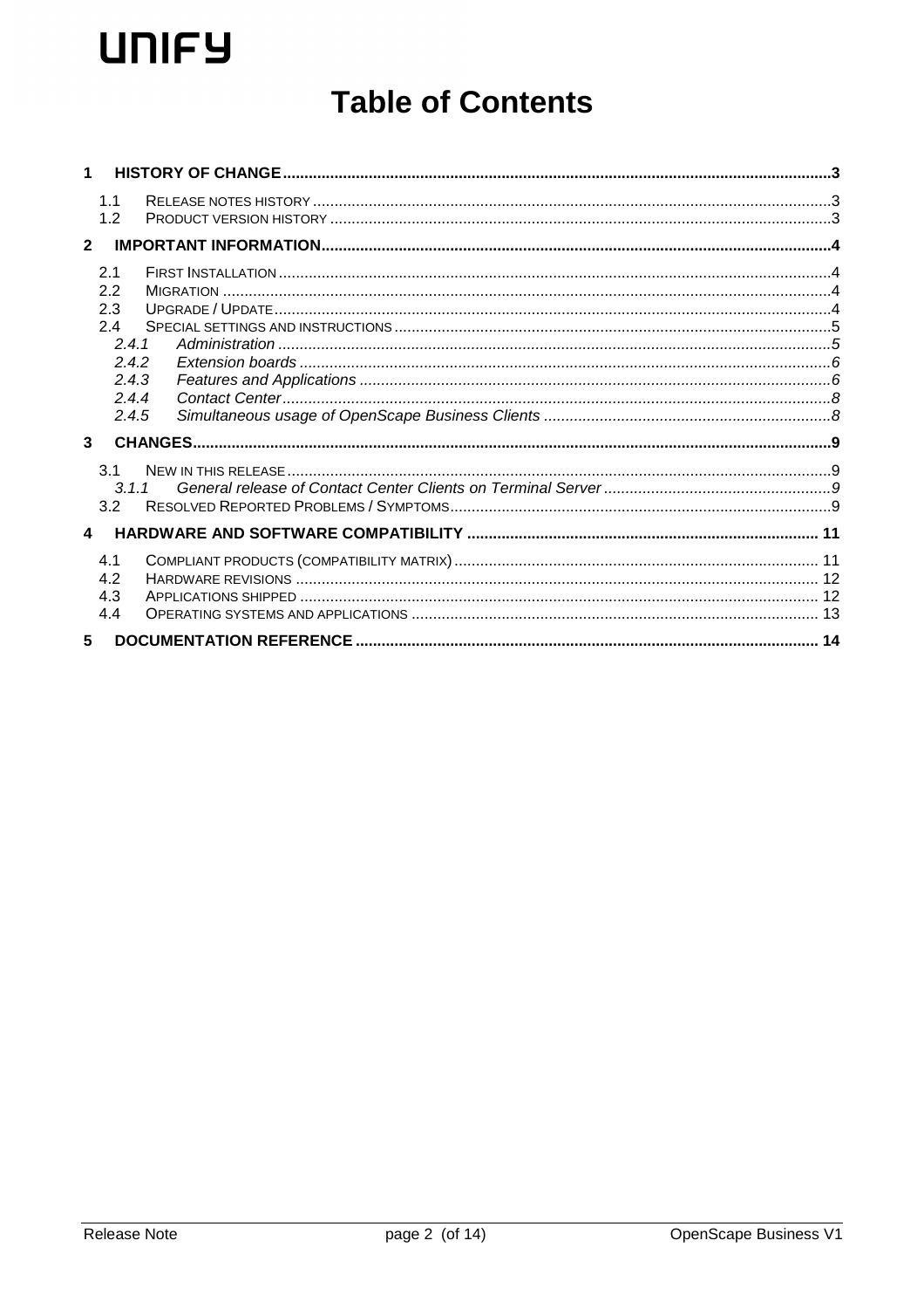UNIFY

# Table of Contents

1 HISTORY OF CHANGE .....3
- 1.1 RELEASE NOTES HISTORY .....3
- 1.2 PRODUCT VERSION HISTORY .....3

2 IMPORTANT INFORMATION .....4
- 2.1 FIRST INSTALLATION .....4
- 2.2 MIGRATION .....4
- 2.3 UPGRADE / UPDATE .....4
- 2.4 SPECIAL SETTINGS AND INSTRUCTIONS .....5
  - *2.4.1 Administration .....5*
  - *2.4.2 Extension boards .....6*
  - *2.4.3 Features and Applications .....6*
  - *2.4.4 Contact Center .....8*
  - *2.4.5 Simultaneous usage of OpenScape Business Clients .....8*

3 CHANGES .....9
- 3.1 NEW IN THIS RELEASE .....9
  - *3.1.1 General release of Contact Center Clients on Terminal Server .....9*
- 3.2 RESOLVED REPORTED PROBLEMS / SYMPTOMS .....9

4 HARDWARE AND SOFTWARE COMPATIBILITY .....11
- 4.1 COMPLIANT PRODUCTS (COMPATIBILITY MATRIX) .....11
- 4.2 HARDWARE REVISIONS .....12
- 4.3 APPLICATIONS SHIPPED .....12
- 4.4 OPERATING SYSTEMS AND APPLICATIONS .....13

5 DOCUMENTATION REFERENCE .....14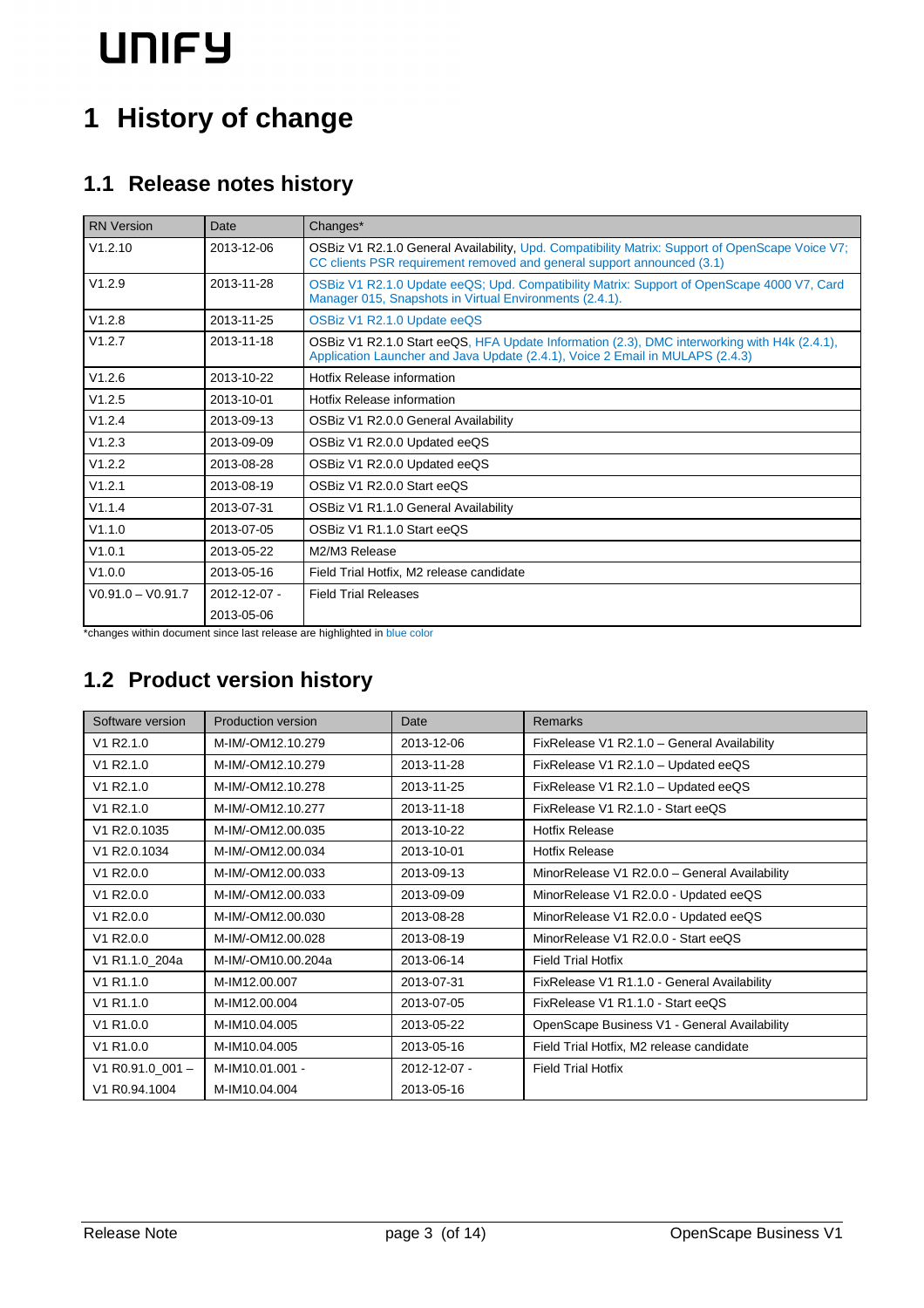# 1 History of change

## 1.1 Release notes history

| RN Version | Date | Changes* |
|---|---|---|
| V1.2.10 | 2013-12-06 | OSBiz V1 R2.1.0 General Availability, Upd. Compatibility Matrix: Support of OpenScape Voice V7; CC clients PSR requirement removed and general support announced (3.1) |
| V1.2.9 | 2013-11-28 | OSBiz V1 R2.1.0 Update eeQS; Upd. Compatibility Matrix: Support of OpenScape 4000 V7, Card Manager 015, Snapshots in Virtual Environments (2.4.1). |
| V1.2.8 | 2013-11-25 | OSBiz V1 R2.1.0 Update eeQS |
| V1.2.7 | 2013-11-18 | OSBiz V1 R2.1.0 Start eeQS, HFA Update Information (2.3), DMC interworking with H4k (2.4.1), Application Launcher and Java Update (2.4.1), Voice 2 Email in MULAPS (2.4.3) |
| V1.2.6 | 2013-10-22 | Hotfix Release information |
| V1.2.5 | 2013-10-01 | Hotfix Release information |
| V1.2.4 | 2013-09-13 | OSBiz V1 R2.0.0 General Availability |
| V1.2.3 | 2013-09-09 | OSBiz V1 R2.0.0 Updated eeQS |
| V1.2.2 | 2013-08-28 | OSBiz V1 R2.0.0 Updated eeQS |
| V1.2.1 | 2013-08-19 | OSBiz V1 R2.0.0 Start eeQS |
| V1.1.4 | 2013-07-31 | OSBiz V1 R1.1.0 General Availability |
| V1.1.0 | 2013-07-05 | OSBiz V1 R1.1.0 Start eeQS |
| V1.0.1 | 2013-05-22 | M2/M3 Release |
| V1.0.0 | 2013-05-16 | Field Trial Hotfix, M2 release candidate |
| V0.91.0 – V0.91.7 | 2012-12-07 - 2013-05-06 | Field Trial Releases |

*changes within document since last release are highlighted in blue color

## 1.2 Product version history

| Software version | Production version | Date | Remarks |
|---|---|---|---|
| V1 R2.1.0 | M-IM/-OM12.10.279 | 2013-12-06 | FixRelease V1 R2.1.0 – General Availability |
| V1 R2.1.0 | M-IM/-OM12.10.279 | 2013-11-28 | FixRelease V1 R2.1.0 – Updated eeQS |
| V1 R2.1.0 | M-IM/-OM12.10.278 | 2013-11-25 | FixRelease V1 R2.1.0 – Updated eeQS |
| V1 R2.1.0 | M-IM/-OM12.10.277 | 2013-11-18 | FixRelease V1 R2.1.0 - Start eeQS |
| V1 R2.0.1035 | M-IM/-OM12.00.035 | 2013-10-22 | Hotfix Release |
| V1 R2.0.1034 | M-IM/-OM12.00.034 | 2013-10-01 | Hotfix Release |
| V1 R2.0.0 | M-IM/-OM12.00.033 | 2013-09-13 | MinorRelease V1 R2.0.0 – General Availability |
| V1 R2.0.0 | M-IM/-OM12.00.033 | 2013-09-09 | MinorRelease V1 R2.0.0 - Updated eeQS |
| V1 R2.0.0 | M-IM/-OM12.00.030 | 2013-08-28 | MinorRelease V1 R2.0.0 - Updated eeQS |
| V1 R2.0.0 | M-IM/-OM12.00.028 | 2013-08-19 | MinorRelease V1 R2.0.0 - Start eeQS |
| V1 R1.1.0_204a | M-IM/-OM10.00.204a | 2013-06-14 | Field Trial Hotfix |
| V1 R1.1.0 | M-IM12.00.007 | 2013-07-31 | FixRelease V1 R1.1.0 - General Availability |
| V1 R1.1.0 | M-IM12.00.004 | 2013-07-05 | FixRelease V1 R1.1.0 - Start eeQS |
| V1 R1.0.0 | M-IM10.04.005 | 2013-05-22 | OpenScape Business V1 - General Availability |
| V1 R1.0.0 | M-IM10.04.005 | 2013-05-16 | Field Trial Hotfix, M2 release candidate |
| V1 R0.91.0_001 – V1 R0.94.1004 | M-IM10.01.001 - M-IM10.04.004 | 2012-12-07 - 2013-05-16 | Field Trial Hotfix |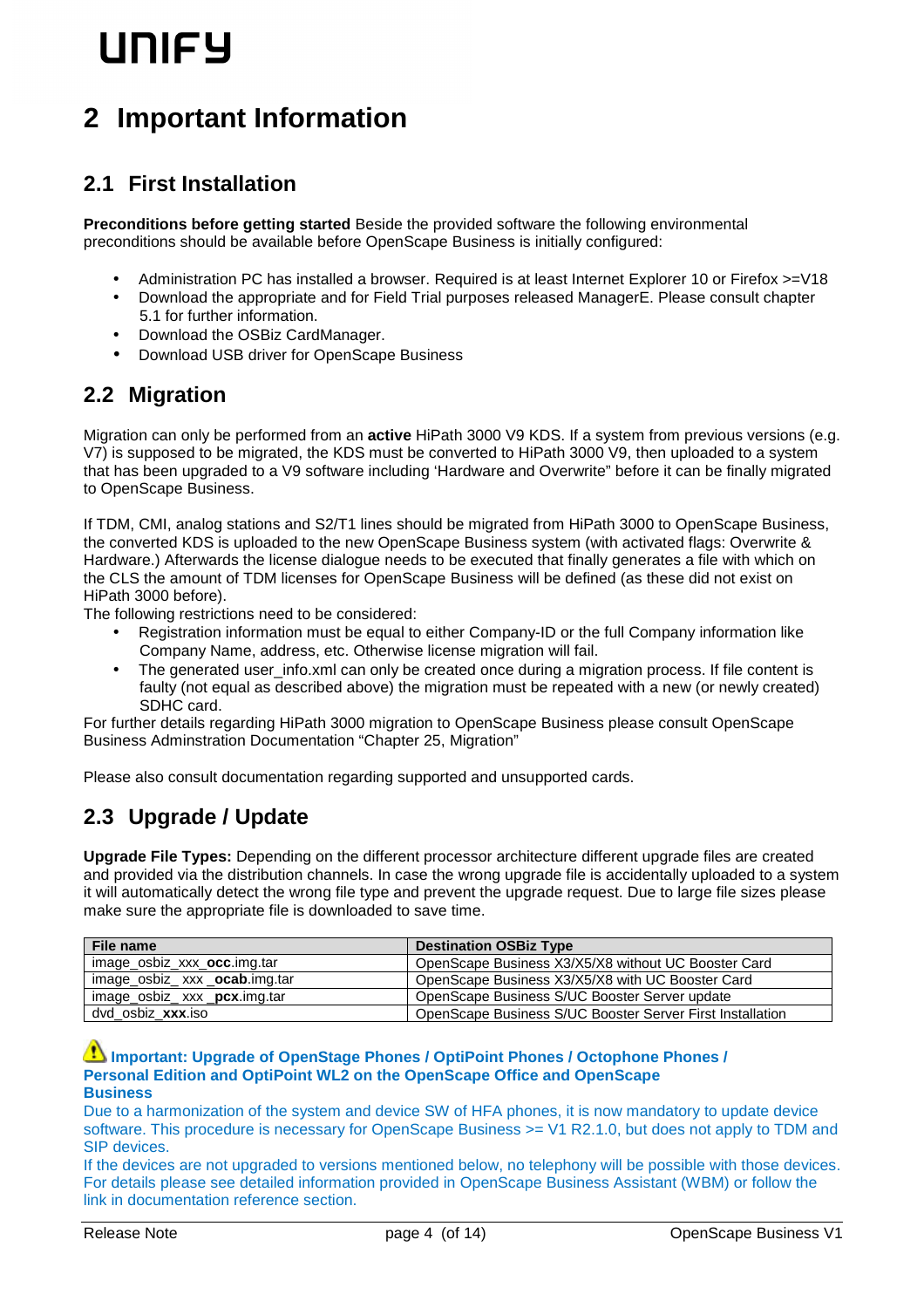# 2 Important Information

## 2.1 First Installation

**Preconditions before getting started** Beside the provided software the following environmental preconditions should be available before OpenScape Business is initially configured:

- Administration PC has installed a browser. Required is at least Internet Explorer 10 or Firefox >=V18
- Download the appropriate and for Field Trial purposes released ManagerE. Please consult chapter 5.1 for further information.
- Download the OSBiz CardManager.
- Download USB driver for OpenScape Business

## 2.2 Migration

Migration can only be performed from an **active** HiPath 3000 V9 KDS. If a system from previous versions (e.g. V7) is supposed to be migrated, the KDS must be converted to HiPath 3000 V9, then uploaded to a system that has been upgraded to a V9 software including 'Hardware and Overwrite" before it can be finally migrated to OpenScape Business.

If TDM, CMI, analog stations and S2/T1 lines should be migrated from HiPath 3000 to OpenScape Business, the converted KDS is uploaded to the new OpenScape Business system (with activated flags: Overwrite & Hardware.) Afterwards the license dialogue needs to be executed that finally generates a file with which on the CLS the amount of TDM licenses for OpenScape Business will be defined (as these did not exist on HiPath 3000 before).

The following restrictions need to be considered:

- Registration information must be equal to either Company-ID or the full Company information like Company Name, address, etc. Otherwise license migration will fail.
- The generated user_info.xml can only be created once during a migration process. If file content is faulty (not equal as described above) the migration must be repeated with a new (or newly created) SDHC card.

For further details regarding HiPath 3000 migration to OpenScape Business please consult OpenScape Business Adminstration Documentation "Chapter 25, Migration"

Please also consult documentation regarding supported and unsupported cards.

## 2.3 Upgrade / Update

**Upgrade File Types:** Depending on the different processor architecture different upgrade files are created and provided via the distribution channels. In case the wrong upgrade file is accidentally uploaded to a system it will automatically detect the wrong file type and prevent the upgrade request. Due to large file sizes please make sure the appropriate file is downloaded to save time.

| File name | Destination OSBiz Type |
|---|---|
| image_osbiz_xxx_**occ**.img.tar | OpenScape Business X3/X5/X8 without UC Booster Card |
| image_osbiz_ xxx _**ocab**.img.tar | OpenScape Business X3/X5/X8 with UC Booster Card |
| image_osbiz_ xxx _**pcx**.img.tar | OpenScape Business S/UC Booster Server update |
| dvd_osbiz_**xxx**.iso | OpenScape Business S/UC Booster Server First Installation |

**Important: Upgrade of OpenStage Phones / OptiPoint Phones / Octophone Phones / Personal Edition and OptiPoint WL2 on the OpenScape Office and OpenScape Business**

Due to a harmonization of the system and device SW of HFA phones, it is now mandatory to update device software. This procedure is necessary for OpenScape Business >= V1 R2.1.0, but does not apply to TDM and SIP devices.

If the devices are not upgraded to versions mentioned below, no telephony will be possible with those devices. For details please see detailed information provided in OpenScape Business Assistant (WBM) or follow the link in documentation reference section.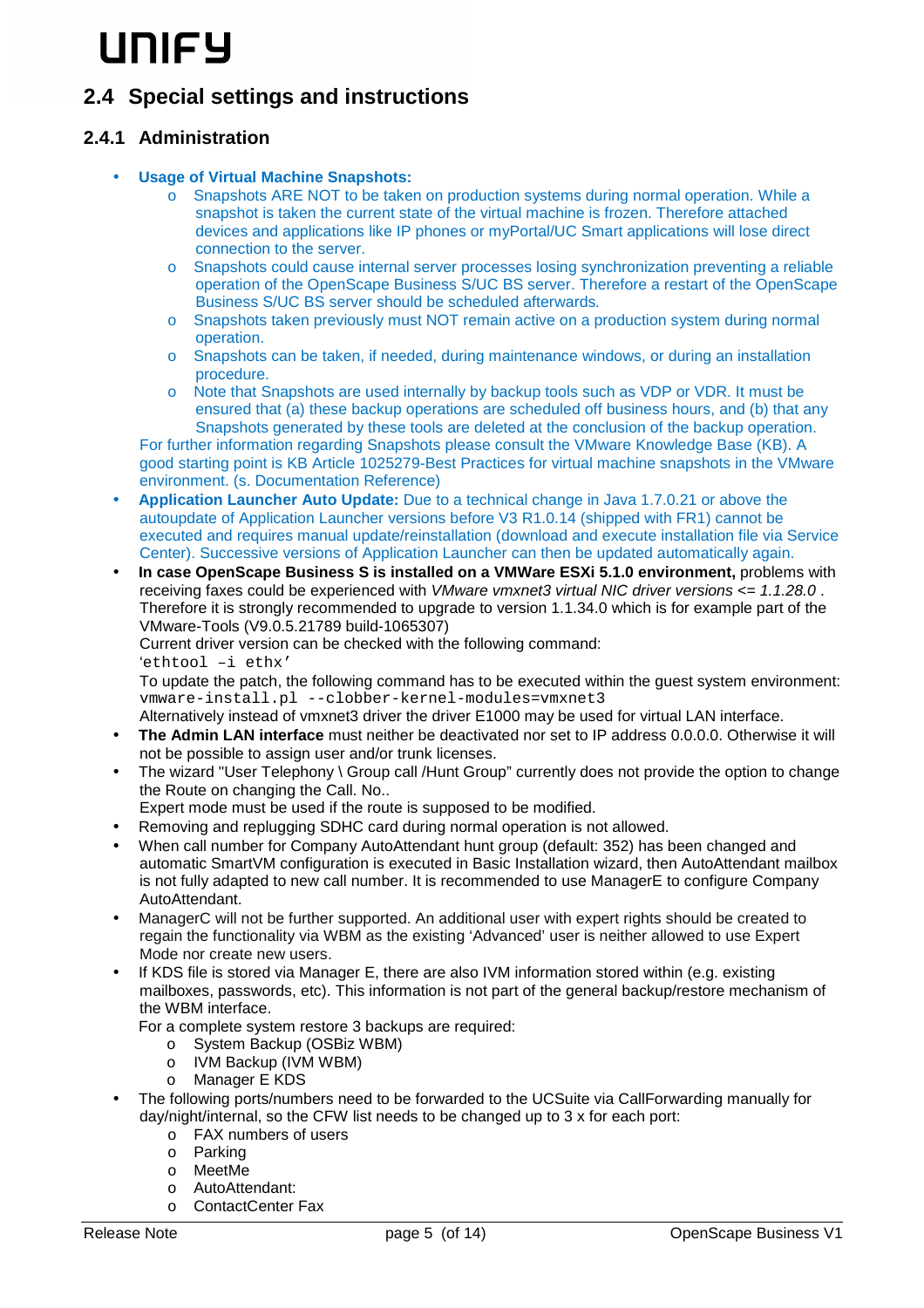## 2.4 Special settings and instructions

### 2.4.1 Administration

- **Usage of Virtual Machine Snapshots:**
    - Snapshots ARE NOT to be taken on production systems during normal operation. While a snapshot is taken the current state of the virtual machine is frozen. Therefore attached devices and applications like IP phones or myPortal/UC Smart applications will lose direct connection to the server.
    - Snapshots could cause internal server processes losing synchronization preventing a reliable operation of the OpenScape Business S/UC BS server. Therefore a restart of the OpenScape Business S/UC BS server should be scheduled afterwards.
    - Snapshots taken previously must NOT remain active on a production system during normal operation.
    - Snapshots can be taken, if needed, during maintenance windows, or during an installation procedure.
    - Note that Snapshots are used internally by backup tools such as VDP or VDR. It must be ensured that (a) these backup operations are scheduled off business hours, and (b) that any Snapshots generated by these tools are deleted at the conclusion of the backup operation.

  For further information regarding Snapshots please consult the VMware Knowledge Base (KB). A good starting point is KB Article 1025279-Best Practices for virtual machine snapshots in the VMware environment. (s. Documentation Reference)
- **Application Launcher Auto Update:** Due to a technical change in Java 1.7.0.21 or above the autoupdate of Application Launcher versions before V3 R1.0.14 (shipped with FR1) cannot be executed and requires manual update/reinstallation (download and execute installation file via Service Center). Successive versions of Application Launcher can then be updated automatically again.
- **In case OpenScape Business S is installed on a VMWare ESXi 5.1.0 environment,** problems with receiving faxes could be experienced with *VMware vmxnet3 virtual NIC driver versions <= 1.1.28.0* . Therefore it is strongly recommended to upgrade to version 1.1.34.0 which is for example part of the VMware-Tools (V9.0.5.21789 build-1065307)
  Current driver version can be checked with the following command:
  `'ethtool –i ethx'`
  To update the patch, the following command has to be executed within the guest system environment:
  `vmware-install.pl --clobber-kernel-modules=vmxnet3`
  Alternatively instead of vmxnet3 driver the driver E1000 may be used for virtual LAN interface.
- **The Admin LAN interface** must neither be deactivated nor set to IP address 0.0.0.0. Otherwise it will not be possible to assign user and/or trunk licenses.
- The wizard "User Telephony \ Group call /Hunt Group" currently does not provide the option to change the Route on changing the Call. No..
  Expert mode must be used if the route is supposed to be modified.
- Removing and replugging SDHC card during normal operation is not allowed.
- When call number for Company AutoAttendant hunt group (default: 352) has been changed and automatic SmartVM configuration is executed in Basic Installation wizard, then AutoAttendant mailbox is not fully adapted to new call number. It is recommended to use ManagerE to configure Company AutoAttendant.
- ManagerC will not be further supported. An additional user with expert rights should be created to regain the functionality via WBM as the existing 'Advanced' user is neither allowed to use Expert Mode nor create new users.
- If KDS file is stored via Manager E, there are also IVM information stored within (e.g. existing mailboxes, passwords, etc). This information is not part of the general backup/restore mechanism of the WBM interface.
  For a complete system restore 3 backups are required:
    - System Backup (OSBiz WBM)
    - IVM Backup (IVM WBM)
    - Manager E KDS
- The following ports/numbers need to be forwarded to the UCSuite via CallForwarding manually for day/night/internal, so the CFW list needs to be changed up to 3 x for each port:
    - FAX numbers of users
    - Parking
    - MeetMe
    - AutoAttendant:
    - ContactCenter Fax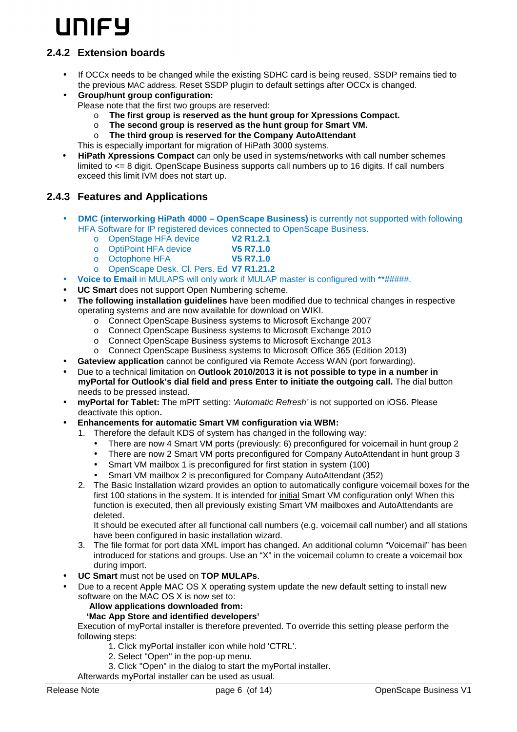### 2.4.2 Extension boards

- If OCCx needs to be changed while the existing SDHC card is being reused, SSDP remains tied to the previous MAC address. Reset SSDP plugin to default settings after OCCx is changed.
- **Group/hunt group configuration:**
  Please note that the first two groups are reserved:
  - **The first group is reserved as the hunt group for Xpressions Compact.**
  - **The second group is reserved as the hunt group for Smart VM.**
  - **The third group is reserved for the Company AutoAttendant**

  This is especially important for migration of HiPath 3000 systems.
- **HiPath Xpressions Compact** can only be used in systems/networks with call number schemes limited to <= 8 digit. OpenScape Business supports call numbers up to 16 digits. If call numbers exceed this limit IVM does not start up.

### 2.4.3 Features and Applications

- **DMC (interworking HiPath 4000 – OpenScape Business)** is currently not supported with following HFA Software for IP registered devices connected to OpenScape Business.
  - OpenStage HFA device **V2 R1.2.1**
  - OptiPoint HFA device **V5 R7.1.0**
  - Octophone HFA **V5 R7.1.0**
  - OpenScape Desk. Cl. Pers. Ed **V7 R1.21.2**
- **Voice to Email** in MULAPS will only work if MULAP master is configured with **#####.
- **UC Smart** does not support Open Numbering scheme.
- **The following installation guidelines** have been modified due to technical changes in respective operating systems and are now available for download on WIKI.
  - Connect OpenScape Business systems to Microsoft Exchange 2007
  - Connect OpenScape Business systems to Microsoft Exchange 2010
  - Connect OpenScape Business systems to Microsoft Exchange 2013
  - Connect OpenScape Business systems to Microsoft Office 365 (Edition 2013)
- **Gateview application** cannot be configured via Remote Access WAN (port forwarding).
- Due to a technical limitation on **Outlook 2010/2013 it is not possible to type in a number in myPortal for Outlook's dial field and press Enter to initiate the outgoing call.** The dial button needs to be pressed instead.
- **myPortal for Tablet:** The mPfT setting: *'Automatic Refresh'* is not supported on iOS6. Please deactivate this option**.**
- **Enhancements for automatic Smart VM configuration via WBM:**
  1. Therefore the default KDS of system has changed in the following way:
     - There are now 4 Smart VM ports (previously: 6) preconfigured for voicemail in hunt group 2
     - There are now 2 Smart VM ports preconfigured for Company AutoAttendant in hunt group 3
     - Smart VM mailbox 1 is preconfigured for first station in system (100)
     - Smart VM mailbox 2 is preconfigured for Company AutoAttendant (352)
  2. The Basic Installation wizard provides an option to automatically configure voicemail boxes for the first 100 stations in the system. It is intended for <u>initial</u> Smart VM configuration only! When this function is executed, then all previously existing Smart VM mailboxes and AutoAttendants are deleted.
     It should be executed after all functional call numbers (e.g. voicemail call number) and all stations have been configured in basic installation wizard.
  3. The file format for port data XML import has changed. An additional column "Voicemail" has been introduced for stations and groups. Use an "X" in the voicemail column to create a voicemail box during import.
- **UC Smart** must not be used on **TOP MULAPs**.
- Due to a recent Apple MAC OS X operating system update the new default setting to install new software on the MAC OS X is now set to:
  **Allow applications downloaded from:**
  **'Mac App Store and identified developers'**
  Execution of myPortal installer is therefore prevented. To override this setting please perform the following steps:
  1. Click myPortal installer icon while hold 'CTRL'.
  2. Select "Open" in the pop-up menu.
  3. Click "Open" in the dialog to start the myPortal installer.

  Afterwards myPortal installer can be used as usual.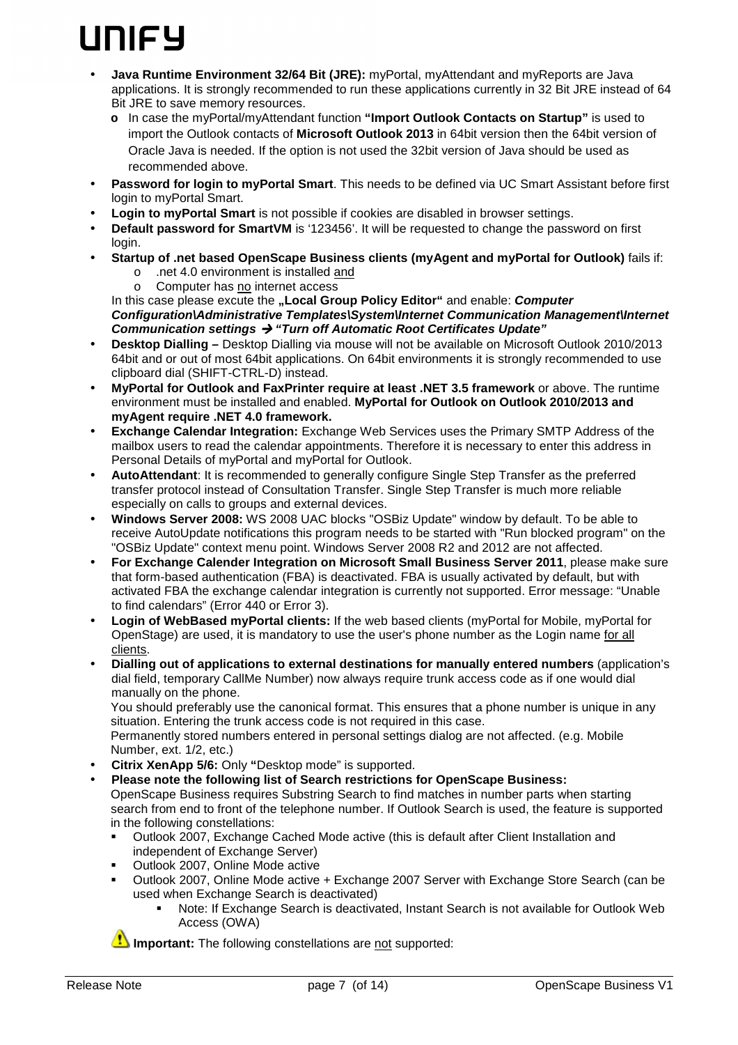- **Java Runtime Environment 32/64 Bit (JRE):** myPortal, myAttendant and myReports are Java applications. It is strongly recommended to run these applications currently in 32 Bit JRE instead of 64 Bit JRE to save memory resources.
  - In case the myPortal/myAttendant function **"Import Outlook Contacts on Startup"** is used to import the Outlook contacts of **Microsoft Outlook 2013** in 64bit version then the 64bit version of Oracle Java is needed. If the option is not used the 32bit version of Java should be used as recommended above.
- **Password for login to myPortal Smart**. This needs to be defined via UC Smart Assistant before first login to myPortal Smart.
- **Login to myPortal Smart** is not possible if cookies are disabled in browser settings.
- **Default password for SmartVM** is '123456'. It will be requested to change the password on first login.
- **Startup of .net based OpenScape Business clients (myAgent and myPortal for Outlook)** fails if:
  - .net 4.0 environment is installed <u>and</u>
  - Computer has <u>no</u> internet access

  In this case please excute the **„Local Group Policy Editor"** and enable: ***Computer Configuration\Administrative Templates\System\Internet Communication Management\Internet Communication settings → "Turn off Automatic Root Certificates Update"***
- **Desktop Dialling –** Desktop Dialling via mouse will not be available on Microsoft Outlook 2010/2013 64bit and or out of most 64bit applications. On 64bit environments it is strongly recommended to use clipboard dial (SHIFT-CTRL-D) instead.
- **MyPortal for Outlook and FaxPrinter require at least .NET 3.5 framework** or above. The runtime environment must be installed and enabled. **MyPortal for Outlook on Outlook 2010/2013 and myAgent require .NET 4.0 framework.**
- **Exchange Calendar Integration:** Exchange Web Services uses the Primary SMTP Address of the mailbox users to read the calendar appointments. Therefore it is necessary to enter this address in Personal Details of myPortal and myPortal for Outlook.
- **AutoAttendant**: It is recommended to generally configure Single Step Transfer as the preferred transfer protocol instead of Consultation Transfer. Single Step Transfer is much more reliable especially on calls to groups and external devices.
- **Windows Server 2008:** WS 2008 UAC blocks "OSBiz Update" window by default. To be able to receive AutoUpdate notifications this program needs to be started with "Run blocked program" on the "OSBiz Update" context menu point. Windows Server 2008 R2 and 2012 are not affected.
- **For Exchange Calender Integration on Microsoft Small Business Server 2011**, please make sure that form-based authentication (FBA) is deactivated. FBA is usually activated by default, but with activated FBA the exchange calendar integration is currently not supported. Error message: "Unable to find calendars" (Error 440 or Error 3).
- **Login of WebBased myPortal clients:** If the web based clients (myPortal for Mobile, myPortal for OpenStage) are used, it is mandatory to use the user's phone number as the Login name <u>for all clients</u>.
- **Dialling out of applications to external destinations for manually entered numbers** (application's dial field, temporary CallMe Number) now always require trunk access code as if one would dial manually on the phone.

  You should preferably use the canonical format. This ensures that a phone number is unique in any situation. Entering the trunk access code is not required in this case.

  Permanently stored numbers entered in personal settings dialog are not affected. (e.g. Mobile Number, ext. 1/2, etc.)
- **Citrix XenApp 5/6:** Only **"**Desktop mode" is supported.
- **Please note the following list of Search restrictions for OpenScape Business:**

  OpenScape Business requires Substring Search to find matches in number parts when starting search from end to front of the telephone number. If Outlook Search is used, the feature is supported in the following constellations:
  - Outlook 2007, Exchange Cached Mode active (this is default after Client Installation and independent of Exchange Server)
  - Outlook 2007, Online Mode active
  - Outlook 2007, Online Mode active + Exchange 2007 Server with Exchange Store Search (can be used when Exchange Search is deactivated)
    - Note: If Exchange Search is deactivated, Instant Search is not available for Outlook Web Access (OWA)

  ⚠ **Important:** The following constellations are <u>not</u> supported: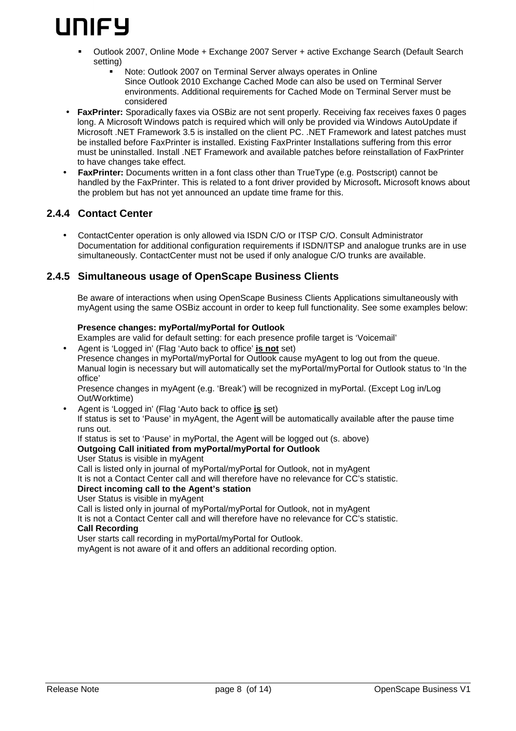- Outlook 2007, Online Mode + Exchange 2007 Server + active Exchange Search (Default Search setting)
  - Note: Outlook 2007 on Terminal Server always operates in Online
    Since Outlook 2010 Exchange Cached Mode can also be used on Terminal Server environments. Additional requirements for Cached Mode on Terminal Server must be considered

- **FaxPrinter:** Sporadically faxes via OSBiz are not sent properly. Receiving fax receives faxes 0 pages long. A Microsoft Windows patch is required which will only be provided via Windows AutoUpdate if Microsoft .NET Framework 3.5 is installed on the client PC. .NET Framework and latest patches must be installed before FaxPrinter is installed. Existing FaxPrinter Installations suffering from this error must be uninstalled. Install .NET Framework and available patches before reinstallation of FaxPrinter to have changes take effect.
- **FaxPrinter:** Documents written in a font class other than TrueType (e.g. Postscript) cannot be handled by the FaxPrinter. This is related to a font driver provided by Microsoft**.** Microsoft knows about the problem but has not yet announced an update time frame for this.

### 2.4.4 Contact Center

- ContactCenter operation is only allowed via ISDN C/O or ITSP C/O. Consult Administrator Documentation for additional configuration requirements if ISDN/ITSP and analogue trunks are in use simultaneously. ContactCenter must not be used if only analogue C/O trunks are available.

### 2.4.5 Simultaneous usage of OpenScape Business Clients

Be aware of interactions when using OpenScape Business Clients Applications simultaneously with myAgent using the same OSBiz account in order to keep full functionality. See some examples below:

**Presence changes: myPortal/myPortal for Outlook**

Examples are valid for default setting: for each presence profile target is 'Voicemail'

- Agent is 'Logged in' (Flag 'Auto back to office' **is not** set)
  Presence changes in myPortal/myPortal for Outlook cause myAgent to log out from the queue. Manual login is necessary but will automatically set the myPortal/myPortal for Outlook status to 'In the office'
  Presence changes in myAgent (e.g. 'Break') will be recognized in myPortal. (Except Log in/Log Out/Worktime)
- Agent is 'Logged in' (Flag 'Auto back to office **is** set)
  If status is set to 'Pause' in myAgent, the Agent will be automatically available after the pause time runs out.
  If status is set to 'Pause' in myPortal, the Agent will be logged out (s. above)
  **Outgoing Call initiated from myPortal/myPortal for Outlook**
  User Status is visible in myAgent
  Call is listed only in journal of myPortal/myPortal for Outlook, not in myAgent
  It is not a Contact Center call and will therefore have no relevance for CC's statistic.
  **Direct incoming call to the Agent's station**
  User Status is visible in myAgent
  Call is listed only in journal of myPortal/myPortal for Outlook, not in myAgent
  It is not a Contact Center call and will therefore have no relevance for CC's statistic.
  **Call Recording**
  User starts call recording in myPortal/myPortal for Outlook.
  myAgent is not aware of it and offers an additional recording option.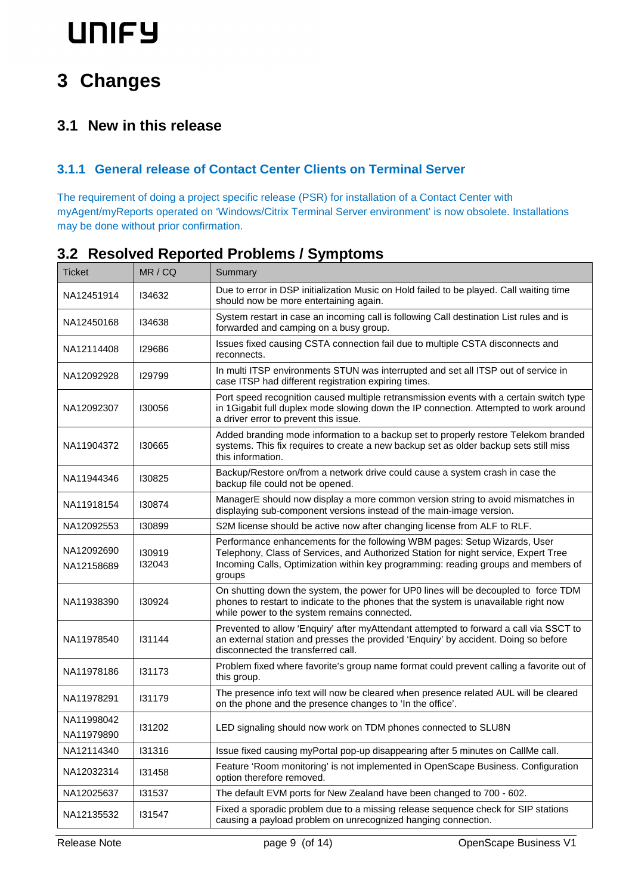# 3 Changes

## 3.1 New in this release

### 3.1.1 General release of Contact Center Clients on Terminal Server

The requirement of doing a project specific release (PSR) for installation of a Contact Center with myAgent/myReports operated on 'Windows/Citrix Terminal Server environment' is now obsolete. Installations may be done without prior confirmation.

## 3.2 Resolved Reported Problems / Symptoms

| Ticket | MR / CQ | Summary |
|---|---|---|
| NA12451914 | I34632 | Due to error in DSP initialization Music on Hold failed to be played. Call waiting time should now be more entertaining again. |
| NA12450168 | I34638 | System restart in case an incoming call is following Call destination List rules and is forwarded and camping on a busy group. |
| NA12114408 | I29686 | Issues fixed causing CSTA connection fail due to multiple CSTA disconnects and reconnects. |
| NA12092928 | I29799 | In multi ITSP environments STUN was interrupted and set all ITSP out of service in case ITSP had different registration expiring times. |
| NA12092307 | I30056 | Port speed recognition caused multiple retransmission events with a certain switch type in 1Gigabit full duplex mode slowing down the IP connection. Attempted to work around a driver error to prevent this issue. |
| NA11904372 | I30665 | Added branding mode information to a backup set to properly restore Telekom branded systems. This fix requires to create a new backup set as older backup sets still miss this information. |
| NA11944346 | I30825 | Backup/Restore on/from a network drive could cause a system crash in case the backup file could not be opened. |
| NA11918154 | I30874 | ManagerE should now display a more common version string to avoid mismatches in displaying sub-component versions instead of the main-image version. |
| NA12092553 | I30899 | S2M license should be active now after changing license from ALF to RLF. |
| NA12092690<br>NA12158689 | I30919<br>I32043 | Performance enhancements for the following WBM pages: Setup Wizards, User Telephony, Class of Services, and Authorized Station for night service, Expert Tree Incoming Calls, Optimization within key programming: reading groups and members of groups |
| NA11938390 | I30924 | On shutting down the system, the power for UP0 lines will be decoupled to force TDM phones to restart to indicate to the phones that the system is unavailable right now while power to the system remains connected. |
| NA11978540 | I31144 | Prevented to allow 'Enquiry' after myAttendant attempted to forward a call via SSCT to an external station and presses the provided 'Enquiry' by accident. Doing so before disconnected the transferred call. |
| NA11978186 | I31173 | Problem fixed where favorite's group name format could prevent calling a favorite out of this group. |
| NA11978291 | I31179 | The presence info text will now be cleared when presence related AUL will be cleared on the phone and the presence changes to 'In the office'. |
| NA11998042<br>NA11979890 | I31202 | LED signaling should now work on TDM phones connected to SLU8N |
| NA12114340 | I31316 | Issue fixed causing myPortal pop-up disappearing after 5 minutes on CallMe call. |
| NA12032314 | I31458 | Feature 'Room monitoring' is not implemented in OpenScape Business. Configuration option therefore removed. |
| NA12025637 | I31537 | The default EVM ports for New Zealand have been changed to 700 - 602. |
| NA12135532 | I31547 | Fixed a sporadic problem due to a missing release sequence check for SIP stations causing a payload problem on unrecognized hanging connection. |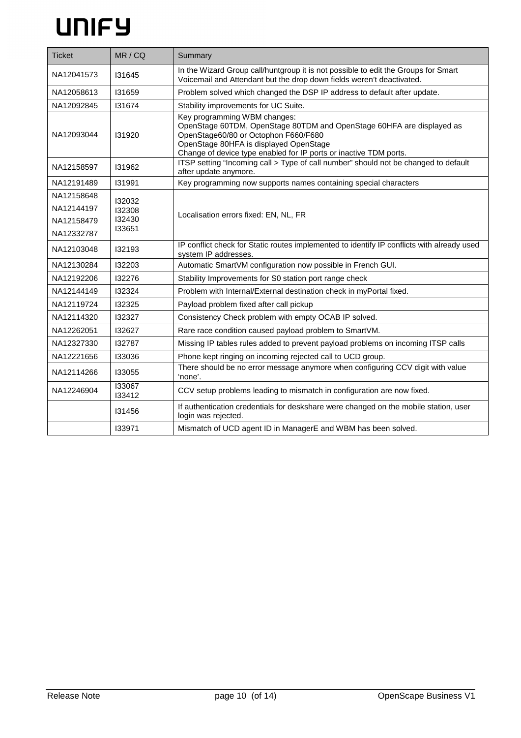| Ticket | MR / CQ | Summary |
|---|---|---|
| NA12041573 | I31645 | In the Wizard Group call/huntgroup it is not possible to edit the Groups for Smart Voicemail and Attendant but the drop down fields weren't deactivated. |
| NA12058613 | I31659 | Problem solved which changed the DSP IP address to default after update. |
| NA12092845 | I31674 | Stability improvements for UC Suite. |
| NA12093044 | I31920 | Key programming WBM changes:<br>OpenStage 60TDM, OpenStage 80TDM and OpenStage 60HFA are displayed as OpenStage60/80 or Octophon F660/F680<br>OpenStage 80HFA is displayed OpenStage<br>Change of device type enabled for IP ports or inactive TDM ports. |
| NA12158597 | I31962 | ITSP setting "Incoming call > Type of call number" should not be changed to default after update anymore. |
| NA12191489 | I31991 | Key programming now supports names containing special characters |
| NA12158648<br>NA12144197<br>NA12158479<br>NA12332787 | I32032<br>I32308<br>I32430<br>I33651 | Localisation errors fixed: EN, NL, FR |
| NA12103048 | I32193 | IP conflict check for Static routes implemented to identify IP conflicts with already used system IP addresses. |
| NA12130284 | I32203 | Automatic SmartVM configuration now possible in French GUI. |
| NA12192206 | I32276 | Stability Improvements for S0 station port range check |
| NA12144149 | I32324 | Problem with Internal/External destination check in myPortal fixed. |
| NA12119724 | I32325 | Payload problem fixed after call pickup |
| NA12114320 | I32327 | Consistency Check problem with empty OCAB IP solved. |
| NA12262051 | I32627 | Rare race condition caused payload problem to SmartVM. |
| NA12327330 | I32787 | Missing IP tables rules added to prevent payload problems on incoming ITSP calls |
| NA12221656 | I33036 | Phone kept ringing on incoming rejected call to UCD group. |
| NA12114266 | I33055 | There should be no error message anymore when configuring CCV digit with value 'none'. |
| NA12246904 | I33067<br>I33412 | CCV setup problems leading to mismatch in configuration are now fixed. |
| | I31456 | If authentication credentials for deskshare were changed on the mobile station, user login was rejected. |
| | I33971 | Mismatch of UCD agent ID in ManagerE and WBM has been solved. |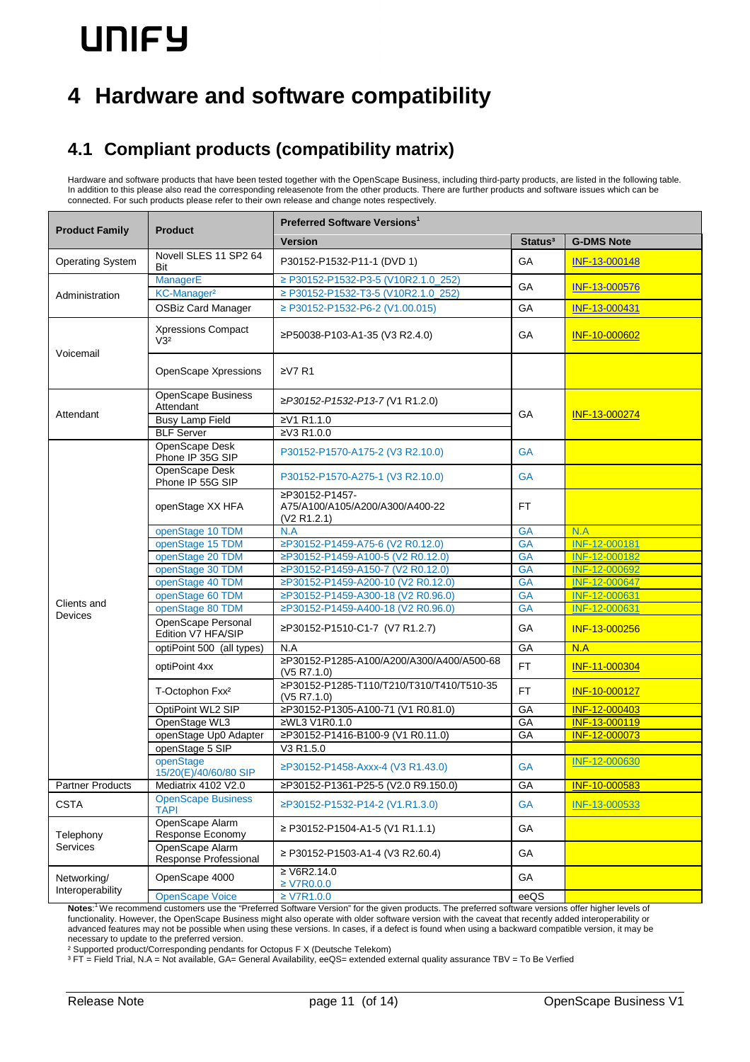# 4 Hardware and software compatibility

## 4.1 Compliant products (compatibility matrix)

Hardware and software products that have been tested together with the OpenScape Business, including third-party products, are listed in the following table. In addition to this please also read the corresponding releasenote from the other products. There are further products and software issues which can be connected. For such products please refer to their own release and change notes respectively.

| Product Family | Product | Preferred Software Versions[1] | | |
|---|---|---|---|---|
| | | Version | Status[3] | G-DMS Note |
| Operating System | Novell SLES 11 SP2 64 Bit | P30152-P1532-P11-1 (DVD 1) | GA | INF-13-000148 |
| Administration | ManagerE | ≥ P30152-P1532-P3-5 (V10R2.1.0_252) | GA | INF-13-000576 |
| | KC-Manager² | ≥ P30152-P1532-T3-5 (V10R2.1.0_252) | | |
| | OSBiz Card Manager | ≥ P30152-P1532-P6-2 (V1.00.015) | GA | INF-13-000431 |
| Voicemail | Xpressions Compact V3² | ≥P50038-P103-A1-35 (V3 R2.4.0) | GA | INF-10-000602 |
| | OpenScape Xpressions | ≥V7 R1 | | |
| Attendant | OpenScape Business Attendant | ≥*P30152-P1532-P13-7 (*V1 R1.2.0) | GA | INF-13-000274 |
| | Busy Lamp Field | ≥V1 R1.1.0 | | |
| | BLF Server | ≥V3 R1.0.0 | | |
| Clients and Devices | OpenScape Desk Phone IP 35G SIP | P30152-P1570-A175-2 (V3 R2.10.0) | GA | |
| | OpenScape Desk Phone IP 55G SIP | P30152-P1570-A275-1 (V3 R2.10.0) | GA | |
| | openStage XX HFA | ≥P30152-P1457-A75/A100/A105/A200/A300/A400-22 (V2 R1.2.1) | FT | |
| | openStage 10 TDM | N.A | GA | N.A |
| | openStage 15 TDM | ≥P30152-P1459-A75-6 (V2 R0.12.0) | GA | INF-12-000181 |
| | openStage 20 TDM | ≥P30152-P1459-A100-5 (V2 R0.12.0) | GA | INF-12-000182 |
| | openStage 30 TDM | ≥P30152-P1459-A150-7 (V2 R0.12.0) | GA | INF-12-000692 |
| | openStage 40 TDM | ≥P30152-P1459-A200-10 (V2 R0.12.0) | GA | INF-12-000647 |
| | openStage 60 TDM | ≥P30152-P1459-A300-18 (V2 R0.96.0) | GA | INF-12-000631 |
| | openStage 80 TDM | ≥P30152-P1459-A400-18 (V2 R0.96.0) | GA | INF-12-000631 |
| | OpenScape Personal Edition V7 HFA/SIP | ≥P30152-P1510-C1-7 (V7 R1.2.7) | GA | INF-13-000256 |
| | optiPoint 500 (all types) | N.A | GA | N.A |
| | optiPoint 4xx | ≥P30152-P1285-A100/A200/A300/A400/A500-68 (V5 R7.1.0) | FT | INF-11-000304 |
| | T-Octophon Fxx² | ≥P30152-P1285-T110/T210/T310/T410/T510-35 (V5 R7.1.0) | FT | INF-10-000127 |
| | OptiPoint WL2 SIP | ≥P30152-P1305-A100-71 (V1 R0.81.0) | GA | INF-12-000403 |
| | OpenStage WL3 | ≥WL3 V1R0.1.0 | GA | INF-13-000119 |
| | openStage Up0 Adapter | ≥P30152-P1416-B100-9 (V1 R0.11.0) | GA | INF-12-000073 |
| | openStage 5 SIP | V3 R1.5.0 | | |
| | openStage 15/20(E)/40/60/80 SIP | ≥P30152-P1458-Axxx-4 (V3 R1.43.0) | GA | INF-12-000630 |
| Partner Products | Mediatrix 4102 V2.0 | ≥P30152-P1361-P25-5 (V2.0 R9.150.0) | GA | INF-10-000583 |
| CSTA | OpenScape Business TAPI | ≥P30152-P1532-P14-2 (V1.R1.3.0) | GA | INF-13-000533 |
| Telephony Services | OpenScape Alarm Response Economy | ≥ P30152-P1504-A1-5 (V1 R1.1.1) | GA | |
| | OpenScape Alarm Response Professional | ≥ P30152-P1503-A1-4 (V3 R2.60.4) | GA | |
| Networking/ Interoperability | OpenScape 4000 | ≥ V6R2.14.0<br>≥ V7R0.0.0 | GA | |
| | OpenScape Voice | ≥ V7R1.0.0 | eeQS | |

**Notes**:[1] We recommend customers use the "Preferred Software Version" for the given products. The preferred software versions offer higher levels of functionality. However, the OpenScape Business might also operate with older software version with the caveat that recently added interoperability or advanced features may not be possible when using these versions. In cases, if a defect is found when using a backward compatible version, it may be necessary to update to the preferred version.

² Supported product/Corresponding pendants for Octopus F X (Deutsche Telekom)

³ FT = Field Trial, N.A = Not available, GA= General Availability, eeQS= extended external quality assurance TBV = To Be Verfied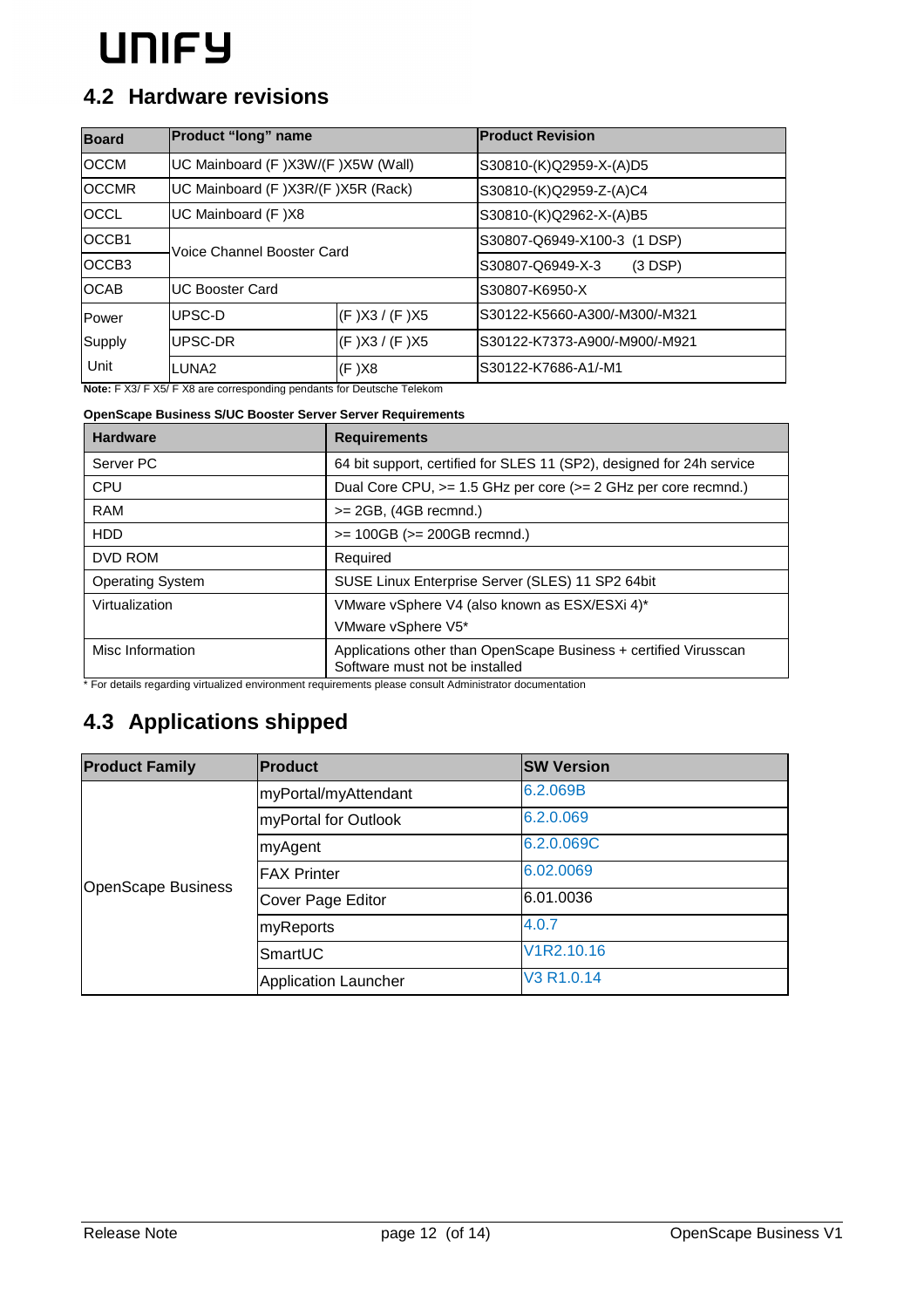## 4.2 Hardware revisions

| Board | Product "long" name | | Product Revision |
|---|---|---|---|
| OCCM | UC Mainboard (F )X3W/(F )X5W (Wall) | | S30810-(K)Q2959-X-(A)D5 |
| OCCMR | UC Mainboard (F )X3R/(F )X5R (Rack) | | S30810-(K)Q2959-Z-(A)C4 |
| OCCL | UC Mainboard (F )X8 | | S30810-(K)Q2962-X-(A)B5 |
| OCCB1 | Voice Channel Booster Card | | S30807-Q6949-X100-3 (1 DSP) |
| OCCB3 | | | S30807-Q6949-X-3 (3 DSP) |
| OCAB | UC Booster Card | | S30807-K6950-X |
| Power Supply Unit | UPSC-D | (F )X3 / (F )X5 | S30122-K5660-A300/-M300/-M321 |
| | UPSC-DR | (F )X3 / (F )X5 | S30122-K7373-A900/-M900/-M921 |
| | LUNA2 | (F )X8 | S30122-K7686-A1/-M1 |

**Note:** F X3/ F X5/ F X8 are corresponding pendants for Deutsche Telekom

**OpenScape Business S/UC Booster Server Server Requirements**

| Hardware | Requirements |
|---|---|
| Server PC | 64 bit support, certified for SLES 11 (SP2), designed for 24h service |
| CPU | Dual Core CPU, >= 1.5 GHz per core (>= 2 GHz per core recmnd.) |
| RAM | >= 2GB, (4GB recmnd.) |
| HDD | >= 100GB (>= 200GB recmnd.) |
| DVD ROM | Required |
| Operating System | SUSE Linux Enterprise Server (SLES) 11 SP2 64bit |
| Virtualization | VMware vSphere V4 (also known as ESX/ESXi 4)*<br>VMware vSphere V5* |
| Misc Information | Applications other than OpenScape Business + certified Virusscan Software must not be installed |

* For details regarding virtualized environment requirements please consult Administrator documentation

## 4.3 Applications shipped

| Product Family | Product | SW Version |
|---|---|---|
| OpenScape Business | myPortal/myAttendant | 6.2.069B |
| | myPortal for Outlook | 6.2.0.069 |
| | myAgent | 6.2.0.069C |
| | FAX Printer | 6.02.0069 |
| | Cover Page Editor | 6.01.0036 |
| | myReports | 4.0.7 |
| | SmartUC | V1R2.10.16 |
| | Application Launcher | V3 R1.0.14 |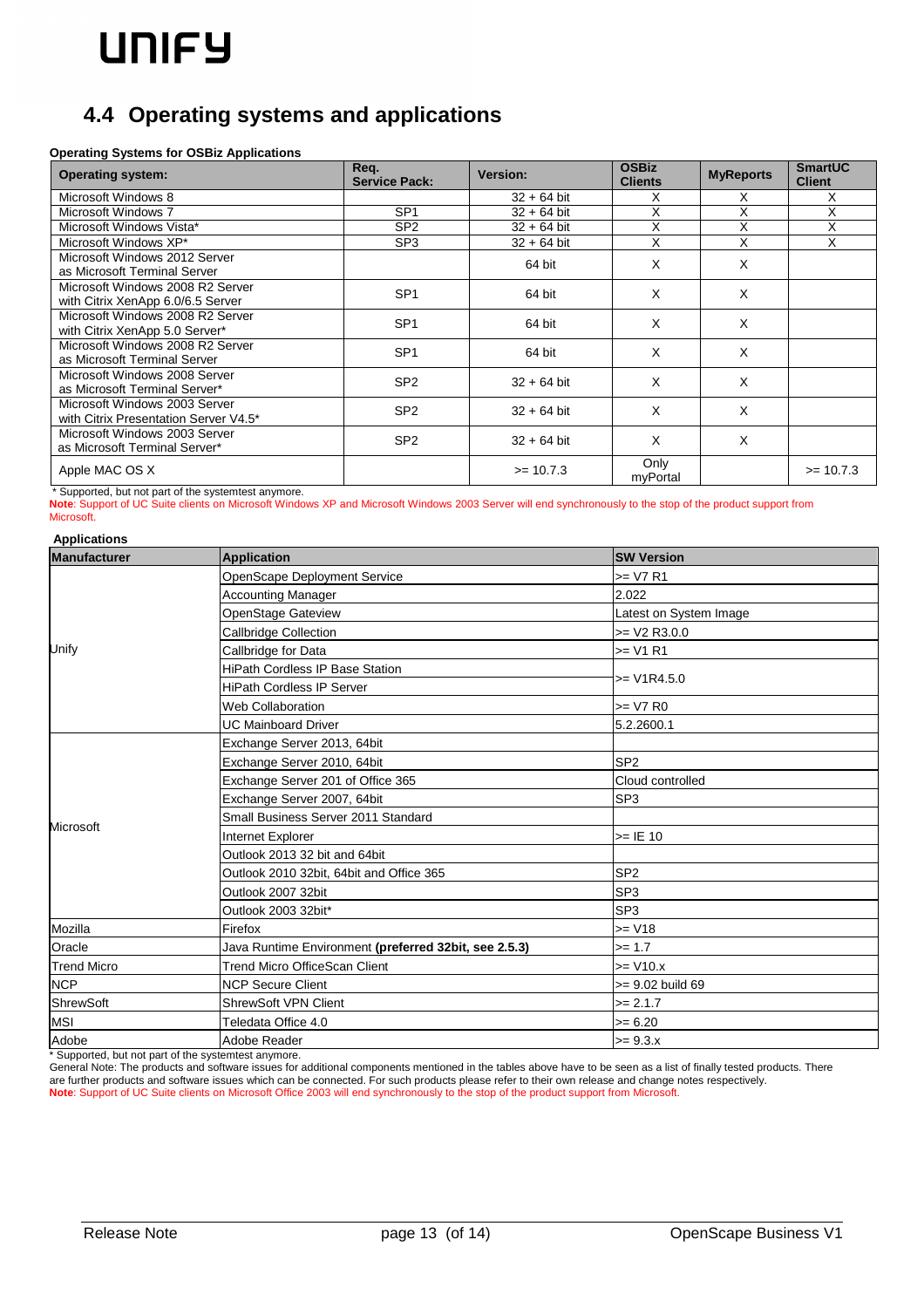## 4.4 Operating systems and applications

**Operating Systems for OSBiz Applications**

| Operating system: | Req. Service Pack: | Version: | OSBiz Clients | MyReports | SmartUC Client |
|---|---|---|---|---|---|
| Microsoft Windows 8 | | 32 + 64 bit | X | X | X |
| Microsoft Windows 7 | SP1 | 32 + 64 bit | X | X | X |
| Microsoft Windows Vista* | SP2 | 32 + 64 bit | X | X | X |
| Microsoft Windows XP* | SP3 | 32 + 64 bit | X | X | X |
| Microsoft Windows 2012 Server as Microsoft Terminal Server | | 64 bit | X | X | |
| Microsoft Windows 2008 R2 Server with Citrix XenApp 6.0/6.5 Server | SP1 | 64 bit | X | X | |
| Microsoft Windows 2008 R2 Server with Citrix XenApp 5.0 Server* | SP1 | 64 bit | X | X | |
| Microsoft Windows 2008 R2 Server as Microsoft Terminal Server | SP1 | 64 bit | X | X | |
| Microsoft Windows 2008 Server as Microsoft Terminal Server* | SP2 | 32 + 64 bit | X | X | |
| Microsoft Windows 2003 Server with Citrix Presentation Server V4.5* | SP2 | 32 + 64 bit | X | X | |
| Microsoft Windows 2003 Server as Microsoft Terminal Server* | SP2 | 32 + 64 bit | X | X | |
| Apple MAC OS X | | >= 10.7.3 | Only myPortal | | >= 10.7.3 |

\* Supported, but not part of the systemtest anymore.

**Note**: Support of UC Suite clients on Microsoft Windows XP and Microsoft Windows 2003 Server will end synchronously to the stop of the product support from Microsoft.

**Applications**

| Manufacturer | Application | SW Version |
|---|---|---|
| Unify | OpenScape Deployment Service | >= V7 R1 |
| | Accounting Manager | 2.022 |
| | OpenStage Gateview | Latest on System Image |
| | Callbridge Collection | >= V2 R3.0.0 |
| | Callbridge for Data | >= V1 R1 |
| | HiPath Cordless IP Base Station | >= V1R4.5.0 |
| | HiPath Cordless IP Server | |
| | Web Collaboration | >= V7 R0 |
| | UC Mainboard Driver | 5.2.2600.1 |
| Microsoft | Exchange Server 2013, 64bit | |
| | Exchange Server 2010, 64bit | SP2 |
| | Exchange Server 201 of Office 365 | Cloud controlled |
| | Exchange Server 2007, 64bit | SP3 |
| | Small Business Server 2011 Standard | |
| | Internet Explorer | >= IE 10 |
| | Outlook 2013 32 bit and 64bit | |
| | Outlook 2010 32bit, 64bit and Office 365 | SP2 |
| | Outlook 2007 32bit | SP3 |
| | Outlook 2003 32bit* | SP3 |
| Mozilla | Firefox | >= V18 |
| Oracle | Java Runtime Environment **(preferred 32bit, see 2.5.3)** | >= 1.7 |
| Trend Micro | Trend Micro OfficeScan Client | >= V10.x |
| NCP | NCP Secure Client | >= 9.02 build 69 |
| ShrewSoft | ShrewSoft VPN Client | >= 2.1.7 |
| MSI | Teledata Office 4.0 | >= 6.20 |
| Adobe | Adobe Reader | >= 9.3.x |

\* Supported, but not part of the systemtest anymore.

General Note: The products and software issues for additional components mentioned in the tables above have to be seen as a list of finally tested products. There are further products and software issues which can be connected. For such products please refer to their own release and change notes respectively.

**Note**: Support of UC Suite clients on Microsoft Office 2003 will end synchronously to the stop of the product support from Microsoft.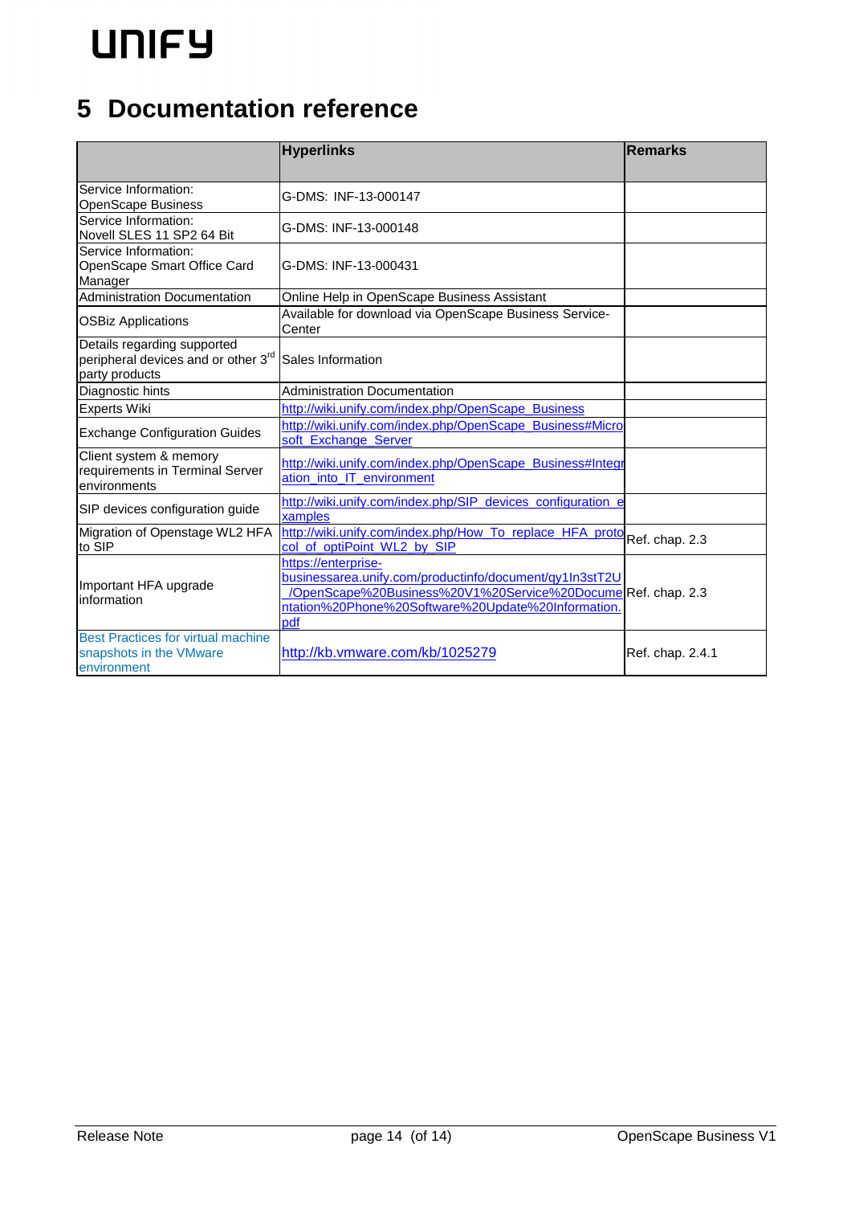# 5 Documentation reference

| | Hyperlinks | Remarks |
|---|---|---|
| Service Information: OpenScape Business | G-DMS: INF-13-000147 | |
| Service Information: Novell SLES 11 SP2 64 Bit | G-DMS: INF-13-000148 | |
| Service Information: OpenScape Smart Office Card Manager | G-DMS: INF-13-000431 | |
| Administration Documentation | Online Help in OpenScape Business Assistant | |
| OSBiz Applications | Available for download via OpenScape Business Service-Center | |
| Details regarding supported peripheral devices and or other 3rd party products | Sales Information | |
| Diagnostic hints | Administration Documentation | |
| Experts Wiki | http://wiki.unify.com/index.php/OpenScape_Business | |
| Exchange Configuration Guides | http://wiki.unify.com/index.php/OpenScape_Business#Microsoft_Exchange_Server | |
| Client system & memory requirements in Terminal Server environments | http://wiki.unify.com/index.php/OpenScape_Business#Integration_into_IT_environment | |
| SIP devices configuration guide | http://wiki.unify.com/index.php/SIP_devices_configuration_examples | |
| Migration of Openstage WL2 HFA to SIP | http://wiki.unify.com/index.php/How_To_replace_HFA_protocol_of_optiPoint_WL2_by_SIP | Ref. chap. 2.3 |
| Important HFA upgrade information | https://enterprise-businessarea.unify.com/productinfo/document/qy1In3stT2U_/OpenScape%20Business%20V1%20Service%20Documentation%20Phone%20Software%20Update%20Information.pdf | Ref. chap. 2.3 |
| Best Practices for virtual machine snapshots in the VMware environment | http://kb.vmware.com/kb/1025279 | Ref. chap. 2.4.1 |